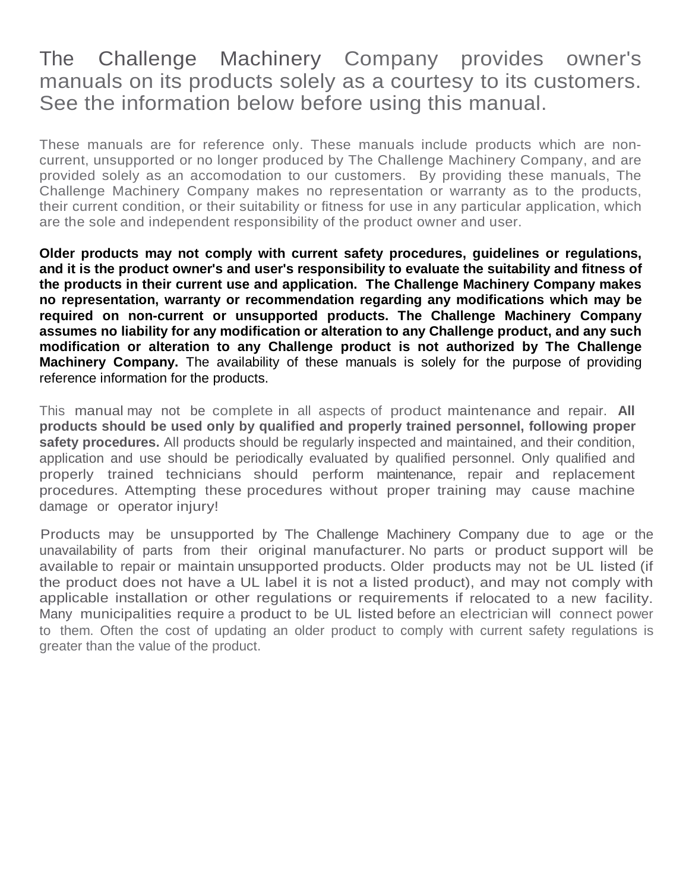# The Challenge Machinery Company provides owner's manuals on its products solely as a courtesy to its customers. See the information below before using this manual.

These manuals are for reference only. These manuals include products which are non-current, unsupported or no longer produced by The Challenge Machinery Company, and are provided solely as an accomodation to our customers. By providing these manuals, The Challenge Machinery Company makes no representation or warranty as to the products, their current condition, or their suitability or fitness for use in any particular application, which are the sole and independent responsibility of the product owner and user.

**Older products may not comply with current safety procedures, guidelines or regulations, and it is the product owner's and user's responsibility to evaluate the suitability and fitness of the products in their current use and application. The Challenge Machinery Company makes no representation, warranty or recommendation regarding any modifications which may be required on non-current or unsupported products. The Challenge Machinery Company assumes no liability for any modification or alteration to any Challenge product, and any such modification or alteration to any Challenge product is not authorized by The Challenge Machinery Company.** The availability of these manuals is solely for the purpose of providing reference information for the products.

This manual may not be complete in all aspects of product maintenance and repair. **All products should be used only by qualified and properly trained personnel, following proper safety procedures.** All products should be regularly inspected and maintained, and their condition, application and use should be periodically evaluated by qualified personnel. Only qualified and properly trained technicians should perform maintenance, repair and replacement procedures. Attempting these procedures without proper training may cause machine damage or operator injury!

Products may be unsupported by The Challenge Machinery Company due to age or the unavailability of parts from their original manufacturer. No parts or product support will be available to repair or maintain unsupported products. Older products may not be UL listed (if the product does not have a UL label it is not a listed product), and may not comply with applicable installation or other regulations or requirements if relocated to a new facility. Many municipalities require a product to be UL listed before an electrician will connect power to them. Often the cost of updating an older product to comply with current safety regulations is greater than the value of the product.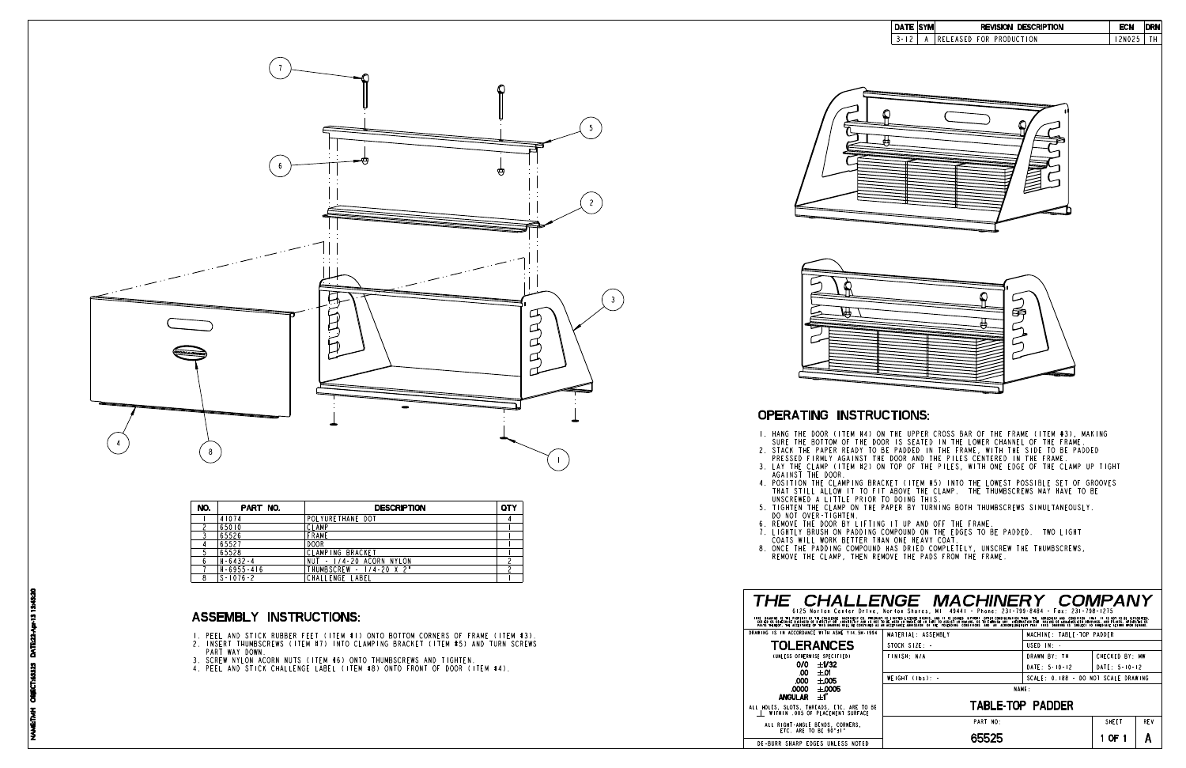| DATE | SYM | REVISION DESCRIPTION | ECN | DRN |
|---|---|---|---|---|
| 3-12 | A | RELEASED FOR PRODUCTION | 12N025 | TH |

| NO. | PART NO. | DESCRIPTION | QTY |
|---|---|---|---|
| 1 | 41074 | POLYURETHANE DOT | 4 |
| 2 | 65010 | CLAMP | 1 |
| 3 | 65526 | FRAME | 1 |
| 4 | 65527 | DOOR | 1 |
| 5 | 65528 | CLAMPING BRACKET | 1 |
| 6 | H-6432-4 | NUT - 1/4-20 ACORN NYLON | 2 |
| 7 | H-6955-416 | THUMBSCREW - 1/4-20 X 2" | 2 |
| 8 | S-1076-2 | CHALLENGE LABEL | 1 |

## ASSEMBLY INSTRUCTIONS:

1. PEEL AND STICK RUBBER FEET (ITEM #1) ONTO BOTTOM CORNERS OF FRAME (ITEM #3).
2. INSERT THUMBSCREWS (ITEM #7) INTO CLAMPING BRACKET (ITEM #5) AND TURN SCREWS PART WAY DOWN.
3. SCREW NYLON ACORN NUTS (ITEM #6) ONTO THUMBSCREWS AND TIGHTEN.
4. PEEL AND STICK CHALLENGE LABEL (ITEM #8) ONTO FRONT OF DOOR (ITEM #4).

## OPERATING INSTRUCTIONS:

1. HANG THE DOOR (ITEM #4) ON THE UPPER CROSS BAR OF THE FRAME (ITEM #3), MAKING SURE THE BOTTOM OF THE DOOR IS SEATED IN THE LOWER CHANNEL OF THE FRAME.
2. STACK THE PAPER READY TO BE PADDED IN THE FRAME, WITH THE SIDE TO BE PADDED PRESSED FIRMLY AGAINST THE DOOR AND THE PILES CENTERED IN THE FRAME.
3. LAY THE CLAMP (ITEM #2) ON TOP OF THE PILES, WITH ONE EDGE OF THE CLAMP UP TIGHT AGAINST THE DOOR.
4. POSITION THE CLAMPING BRACKET (ITEM #5) INTO THE LOWEST POSSIBLE SET OF GROOVES THAT STILL ALLOW IT TO FIT ABOVE THE CLAMP. THE THUMBSCREWS MAY HAVE TO BE UNSCREWED A LITTLE PRIOR TO DOING THIS.
5. TIGHTEN THE CLAMP ON THE PAPER BY TURNING BOTH THUMBSCREWS SIMULTANEOUSLY. DO NOT OVER-TIGHTEN.
6. REMOVE THE DOOR BY LIFTING IT UP AND OFF THE FRAME.
7. LIGHTLY BRUSH ON PADDING COMPOUND ON THE EDGES TO BE PADDED. TWO LIGHT COATS WILL WORK BETTER THAN ONE HEAVY COAT.
8. ONCE THE PADDING COMPOUND HAS DRIED COMPLETELY, UNSCREW THE THUMBSCREWS, REMOVE THE CLAMP, THEN REMOVE THE PADS FROM THE FRAME.

# THE CHALLENGE MACHINERY COMPANY

6125 Norton Center Drive, Norton Shores, MI 49441 - Phone: 231-799-8484 - Fax: 231-798-1275

DRAWING IS IN ACCORDANCE WITH ASME Y14.5M-1994

**TOLERANCES**

(UNLESS OTHERWISE SPECIFIED)

| | |
|---|---|
| 0/0 | ±1/32 |
| .00 | ±.01 |
| .000 | ±.005 |
| .0000 | ±.0005 |
| ANGULAR | ±1° |

ALL HOLES, SLOTS, THREADS, ETC. ARE TO BE ⊥ WITHIN .005 OF PLACEMENT SURFACE

ALL RIGHT-ANGLE BENDS, CORNERS, ETC. ARE TO BE 90°±1°

DE-BURR SHARP EDGES UNLESS NOTED

| | | |
|---|---|---|
| MATERIAL: ASSEMBLY | MACHINE: TABLE-TOP PADDER | |
| STOCK SIZE: - | USED IN: - | |
| FINISH: N/A | DRAWN BY: TH | CHECKED BY: MW |
| | DATE: 5-10-12 | DATE: 5-10-12 |
| WEIGHT (lbs): - | SCALE: 0.188 - DO NOT SCALE DRAWING | |

NAME: **TABLE-TOP PADDER**

| PART NO: | SHEET | REV |
|---|---|---|
| 65525 | 1 OF 1 | A |

NAME:TWH OBJECT:65525 DATE:23-Apr-13 15:45:20